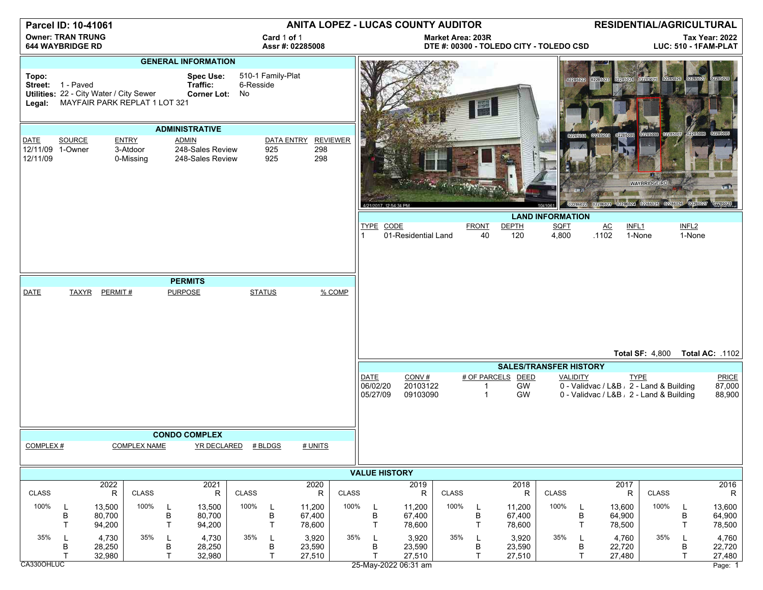**Parcel ID: 10-41061** | **ANITA LOPEZ - LUCAS COUNTY AUDITOR** | **RESIDENTIAL/AGRICULTURAL**

**Owner: TRAN TRUNG**
**644 WAYBRIDGE RD**

Card 1 of 1
Assr #: 02285008

**Market Area: 203R**
**DTE #: 00300 - TOLEDO CITY - TOLEDO CSD**

**Tax Year: 2022**
**LUC: 510 - 1FAM-PLAT**

## GENERAL INFORMATION

**Topo:**
**Street:** 1 - Paved
**Utilities:** 22 - City Water / City Sewer
**Legal:** MAYFAIR PARK REPLAT 1 LOT 321

**Spec Use:** 510-1 Family-Plat
**Traffic:** 6-Resside
**Corner Lot:** No

## ADMINISTRATIVE

| DATE | SOURCE | ENTRY | ADMIN | DATA ENTRY | REVIEWER |
|---|---|---|---|---|---|
| 12/11/09 | 1-Owner | 3-Atdoor | 248-Sales Review | 925 | 298 |
| 12/11/09 | | 0-Missing | 248-Sales Review | 925 | 298 |

## PERMITS

| DATE | TAXYR | PERMIT # | PURPOSE | STATUS | % COMP |
|---|---|---|---|---|---|

## CONDO COMPLEX

| COMPLEX # | COMPLEX NAME | YR DECLARED | # BLDGS | # UNITS |
|---|---|---|---|---|

## LAND INFORMATION

| TYPE | CODE | FRONT | DEPTH | SQFT | AC | INFL1 | INFL2 |
|---|---|---|---|---|---|---|---|
| 1 | 01-Residential Land | 40 | 120 | 4,800 | .1102 | 1-None | 1-None |

**Total SF:** 4,800 **Total AC:** .1102

## SALES/TRANSFER HISTORY

| DATE | CONV # | # OF PARCELS | DEED | VALIDITY | TYPE | PRICE |
|---|---|---|---|---|---|---|
| 06/02/20 | 20103122 | 1 | GW | 0 - Validvac / L&B / | 2 - Land & Building | 87,000 |
| 05/27/09 | 09103090 | 1 | GW | 0 - Validvac / L&B / | 2 - Land & Building | 88,900 |

## VALUE HISTORY

| CLASS | | 2022 R | CLASS | | 2021 R | CLASS | | 2020 R | CLASS | | 2019 R | CLASS | | 2018 R | CLASS | | 2017 R | CLASS | | 2016 R |
|---|---|---|---|---|---|---|---|---|---|---|---|---|---|---|---|---|---|---|---|---|
| 100% | L | 13,500 | 100% | L | 13,500 | 100% | L | 11,200 | 100% | L | 11,200 | 100% | L | 11,200 | 100% | L | 13,600 | 100% | L | 13,600 |
| | B | 80,700 | | B | 80,700 | | B | 67,400 | | B | 67,400 | | B | 67,400 | | B | 64,900 | | B | 64,900 |
| | T | 94,200 | | T | 94,200 | | T | 78,600 | | T | 78,600 | | T | 78,600 | | T | 78,500 | | T | 78,500 |
| 35% | L | 4,730 | 35% | L | 4,730 | 35% | L | 3,920 | 35% | L | 3,920 | 35% | L | 3,920 | 35% | L | 4,760 | 35% | L | 4,760 |
| | B | 28,250 | | B | 28,250 | | B | 23,590 | | B | 23,590 | | B | 23,590 | | B | 22,720 | | B | 22,720 |
| | T | 32,980 | | T | 32,980 | | T | 27,510 | | T | 27,510 | | T | 27,510 | | T | 27,480 | | T | 27,480 |

CA330OHLUC 25-May-2022 06:31 am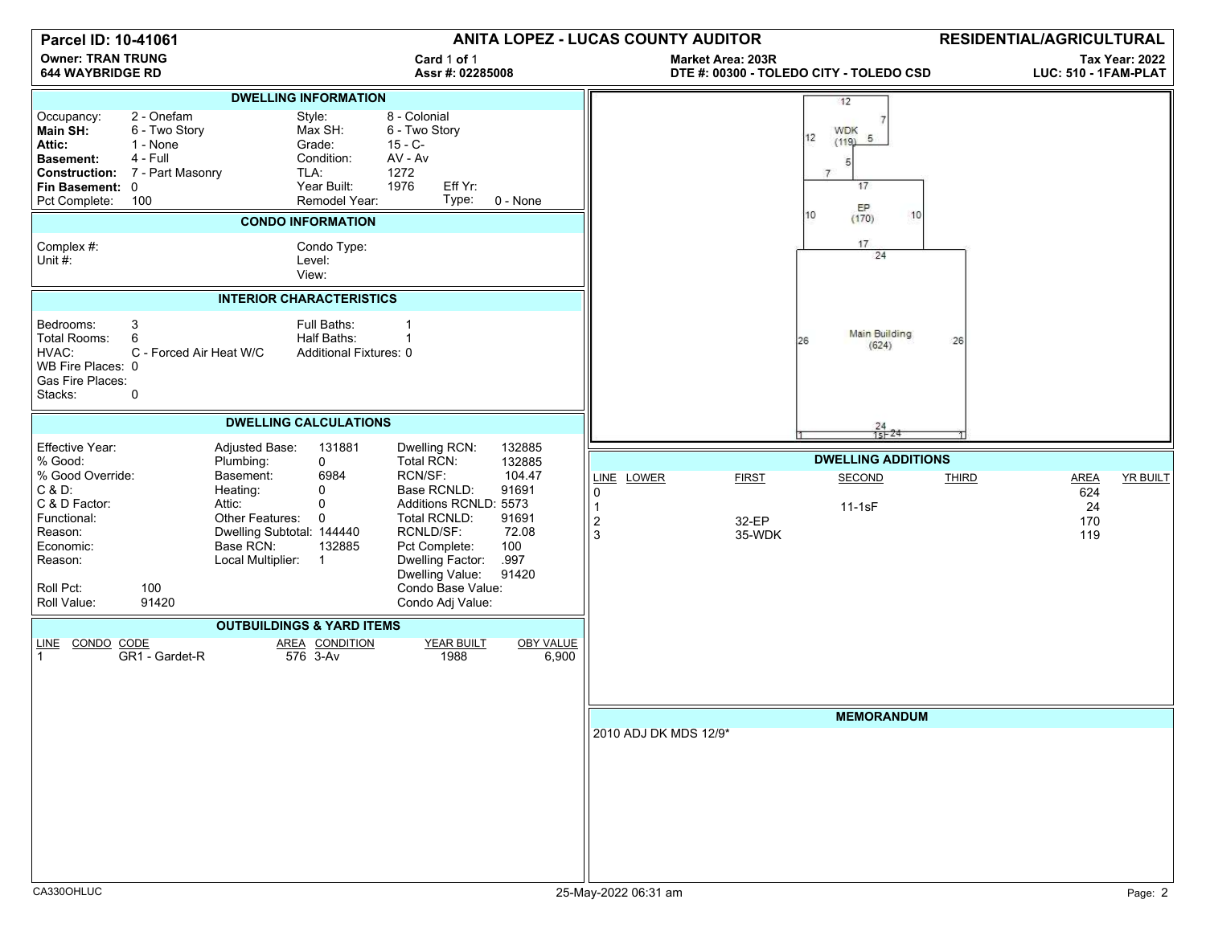**Parcel ID: 10-41061** | **ANITA LOPEZ - LUCAS COUNTY AUDITOR** | **RESIDENTIAL/AGRICULTURAL**

**Owner: TRAN TRUNG**
**644 WAYBRIDGE RD**

Card 1 of 1
Assr #: 02285008

**Market Area: 203R**
**DTE #: 00300 - TOLEDO CITY - TOLEDO CSD**

**Tax Year: 2022**
**LUC: 510 - 1FAM-PLAT**

## DWELLING INFORMATION

| | | | | | |
|---|---|---|---|---|---|
| Occupancy: | 2 - Onefam | Style: | 8 - Colonial | | |
| **Main SH:** | 6 - Two Story | Max SH: | 6 - Two Story | | |
| **Attic:** | 1 - None | Grade: | 15 - C- | | |
| **Basement:** | 4 - Full | Condition: | AV - Av | | |
| **Construction:** | 7 - Part Masonry | TLA: | 1272 | | |
| **Fin Basement:** | 0 | Year Built: | 1976 | Eff Yr: | |
| Pct Complete: | 100 | Remodel Year: | | Type: | 0 - None |

## CONDO INFORMATION

| | | | |
|---|---|---|---|
| Complex #: | | Condo Type: | |
| Unit #: | | Level: | |
| | | View: | |

## INTERIOR CHARACTERISTICS

| | | | |
|---|---|---|---|
| Bedrooms: | 3 | Full Baths: | 1 |
| Total Rooms: | 6 | Half Baths: | 1 |
| HVAC: | C - Forced Air Heat W/C | Additional Fixtures: | 0 |
| WB Fire Places: | 0 | | |
| Gas Fire Places: | | | |
| Stacks: | 0 | | |

## DWELLING CALCULATIONS

| | | | | | |
|---|---|---|---|---|---|
| Effective Year: | | Adjusted Base: | 131881 | Dwelling RCN: | 132885 |
| % Good: | | Plumbing: | 0 | Total RCN: | 132885 |
| % Good Override: | | Basement: | 6984 | RCN/SF: | 104.47 |
| C & D: | | Heating: | 0 | Base RCNLD: | 91691 |
| C & D Factor: | | Attic: | 0 | Additions RCNLD: | 5573 |
| Functional: | | Other Features: | 0 | Total RCNLD: | 91691 |
| Reason: | | Dwelling Subtotal: | 144440 | RCNLD/SF: | 72.08 |
| Economic: | | Base RCN: | 132885 | Pct Complete: | 100 |
| Reason: | | Local Multiplier: | 1 | Dwelling Factor: | .997 |
| | | | | Dwelling Value: | 91420 |
| Roll Pct: | 100 | | | Condo Base Value: | |
| Roll Value: | 91420 | | | Condo Adj Value: | |

## OUTBUILDINGS & YARD ITEMS

| LINE | CONDO | CODE | AREA | CONDITION | YEAR BUILT | OBY VALUE |
|---|---|---|---|---|---|---|
| 1 | | GR1 - Gardet-R | 576 | 3-Av | 1988 | 6,900 |

WDK (119) 12 12 7 5 5 7
EP (170) 17 10 10 17
Main Building (624) 24 26 26 24
1sF 24 1 1

## DWELLING ADDITIONS

| LINE | LOWER | FIRST | SECOND | THIRD | AREA | YR BUILT |
|---|---|---|---|---|---|---|
| 0 | | | | | 624 | |
| 1 | | | 11-1sF | | 24 | |
| 2 | | 32-EP | | | 170 | |
| 3 | | 35-WDK | | | 119 | |

## MEMORANDUM

2010 ADJ DK MDS 12/9*

CA330OHLUC

25-May-2022 06:31 am